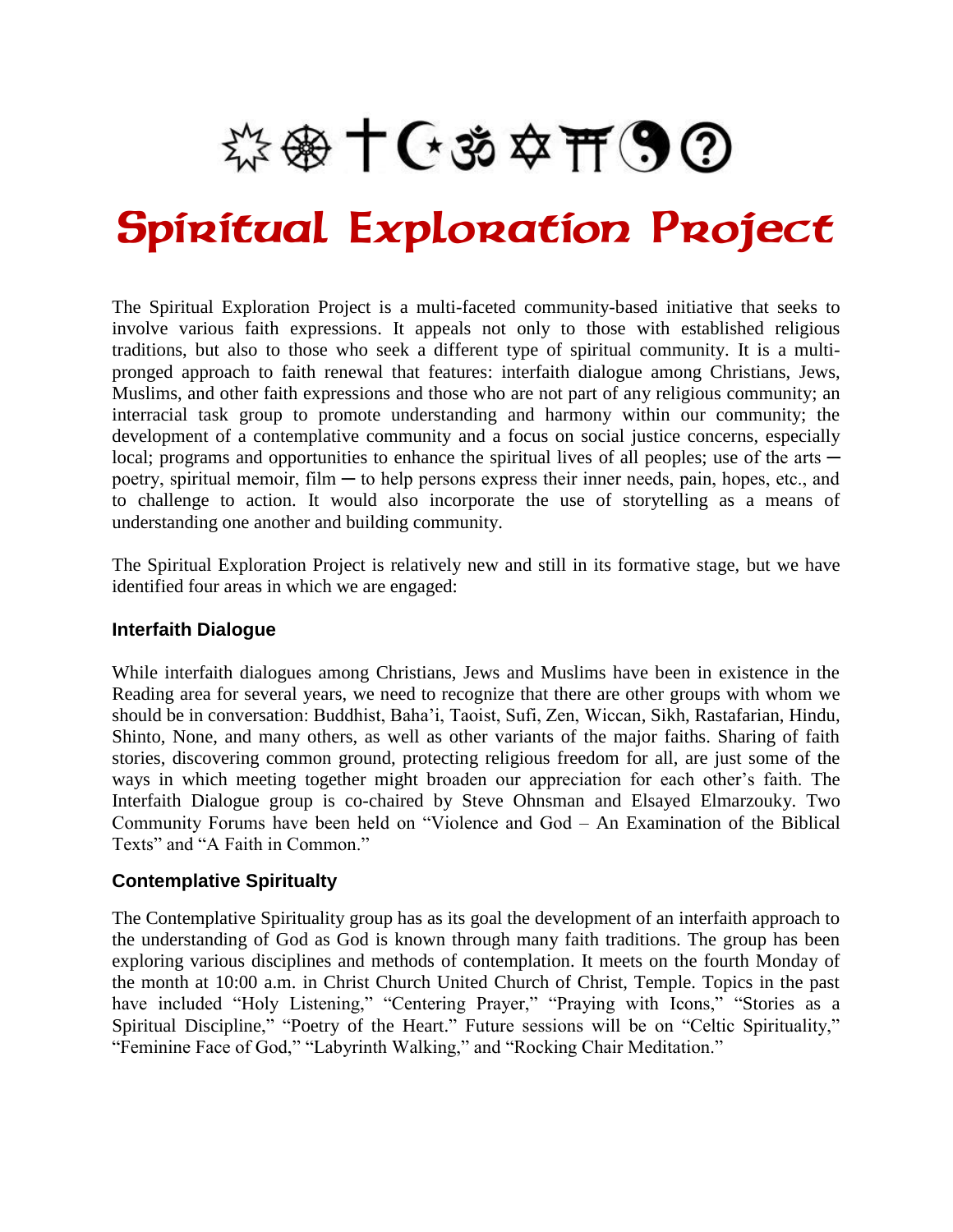# Spiritual Exploration Project

The Spiritual Exploration Project is a multi-faceted community-based initiative that seeks to involve various faith expressions. It appeals not only to those with established religious traditions, but also to those who seek a different type of spiritual community. It is a multi-pronged approach to faith renewal that features: interfaith dialogue among Christians, Jews, Muslims, and other faith expressions and those who are not part of any religious community; an interracial task group to promote understanding and harmony within our community; the development of a contemplative community and a focus on social justice concerns, especially local; programs and opportunities to enhance the spiritual lives of all peoples; use of the arts ─ poetry, spiritual memoir, film ─ to help persons express their inner needs, pain, hopes, etc., and to challenge to action. It would also incorporate the use of storytelling as a means of understanding one another and building community.

The Spiritual Exploration Project is relatively new and still in its formative stage, but we have identified four areas in which we are engaged:

### Interfaith Dialogue

While interfaith dialogues among Christians, Jews and Muslims have been in existence in the Reading area for several years, we need to recognize that there are other groups with whom we should be in conversation: Buddhist, Baha'i, Taoist, Sufi, Zen, Wiccan, Sikh, Rastafarian, Hindu, Shinto, None, and many others, as well as other variants of the major faiths. Sharing of faith stories, discovering common ground, protecting religious freedom for all, are just some of the ways in which meeting together might broaden our appreciation for each other's faith. The Interfaith Dialogue group is co-chaired by Steve Ohnsman and Elsayed Elmarzouky. Two Community Forums have been held on "Violence and God – An Examination of the Biblical Texts" and "A Faith in Common."

### Contemplative Spiritualty

The Contemplative Spirituality group has as its goal the development of an interfaith approach to the understanding of God as God is known through many faith traditions. The group has been exploring various disciplines and methods of contemplation. It meets on the fourth Monday of the month at 10:00 a.m. in Christ Church United Church of Christ, Temple. Topics in the past have included "Holy Listening," "Centering Prayer," "Praying with Icons," "Stories as a Spiritual Discipline," "Poetry of the Heart." Future sessions will be on "Celtic Spirituality," "Feminine Face of God," "Labyrinth Walking," and "Rocking Chair Meditation."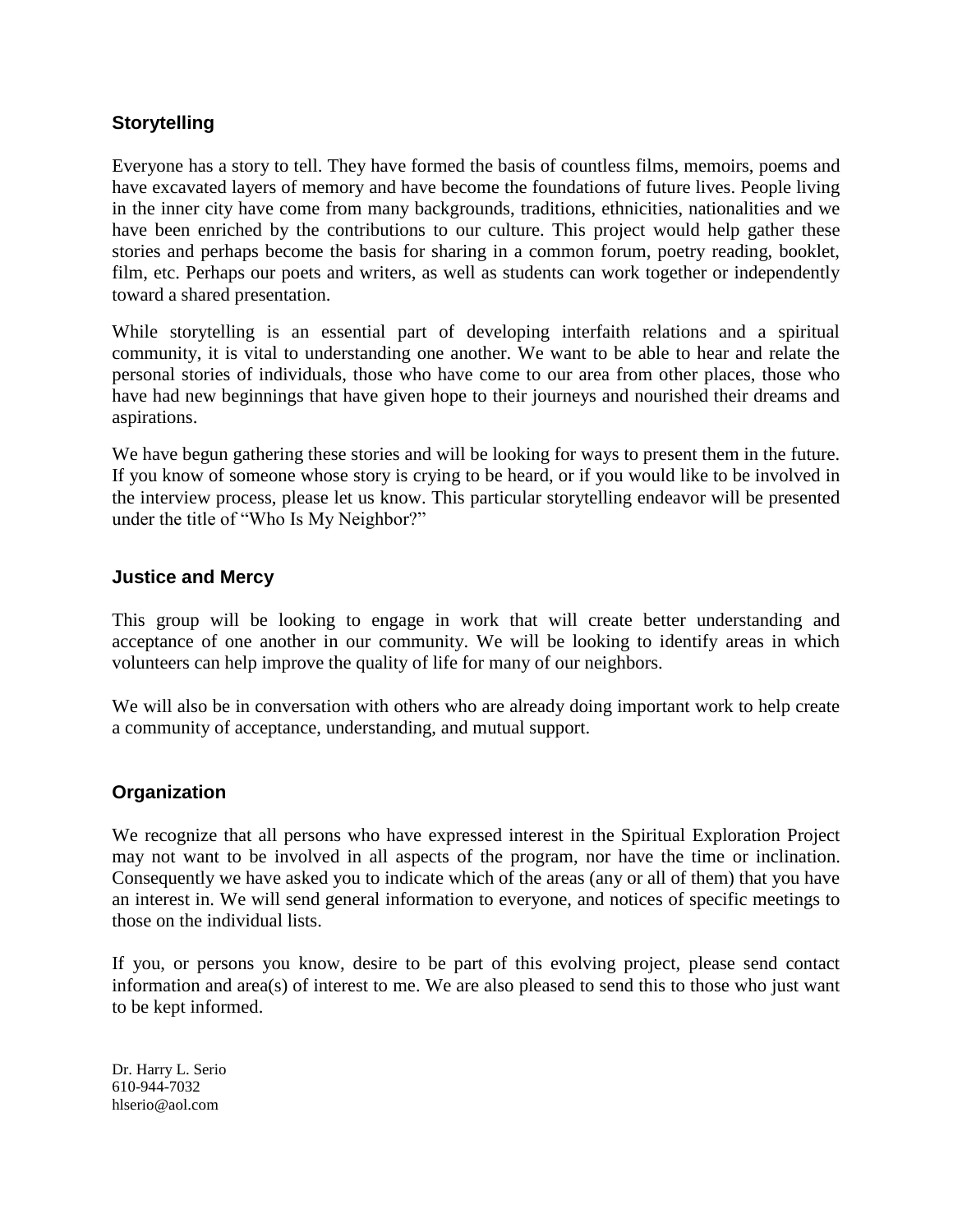## Storytelling

Everyone has a story to tell. They have formed the basis of countless films, memoirs, poems and have excavated layers of memory and have become the foundations of future lives. People living in the inner city have come from many backgrounds, traditions, ethnicities, nationalities and we have been enriched by the contributions to our culture. This project would help gather these stories and perhaps become the basis for sharing in a common forum, poetry reading, booklet, film, etc. Perhaps our poets and writers, as well as students can work together or independently toward a shared presentation.

While storytelling is an essential part of developing interfaith relations and a spiritual community, it is vital to understanding one another. We want to be able to hear and relate the personal stories of individuals, those who have come to our area from other places, those who have had new beginnings that have given hope to their journeys and nourished their dreams and aspirations.

We have begun gathering these stories and will be looking for ways to present them in the future. If you know of someone whose story is crying to be heard, or if you would like to be involved in the interview process, please let us know. This particular storytelling endeavor will be presented under the title of "Who Is My Neighbor?"

## Justice and Mercy

This group will be looking to engage in work that will create better understanding and acceptance of one another in our community. We will be looking to identify areas in which volunteers can help improve the quality of life for many of our neighbors.

We will also be in conversation with others who are already doing important work to help create a community of acceptance, understanding, and mutual support.

## Organization

We recognize that all persons who have expressed interest in the Spiritual Exploration Project may not want to be involved in all aspects of the program, nor have the time or inclination. Consequently we have asked you to indicate which of the areas (any or all of them) that you have an interest in. We will send general information to everyone, and notices of specific meetings to those on the individual lists.

If you, or persons you know, desire to be part of this evolving project, please send contact information and area(s) of interest to me. We are also pleased to send this to those who just want to be kept informed.

Dr. Harry L. Serio
610-944-7032
hlserio@aol.com